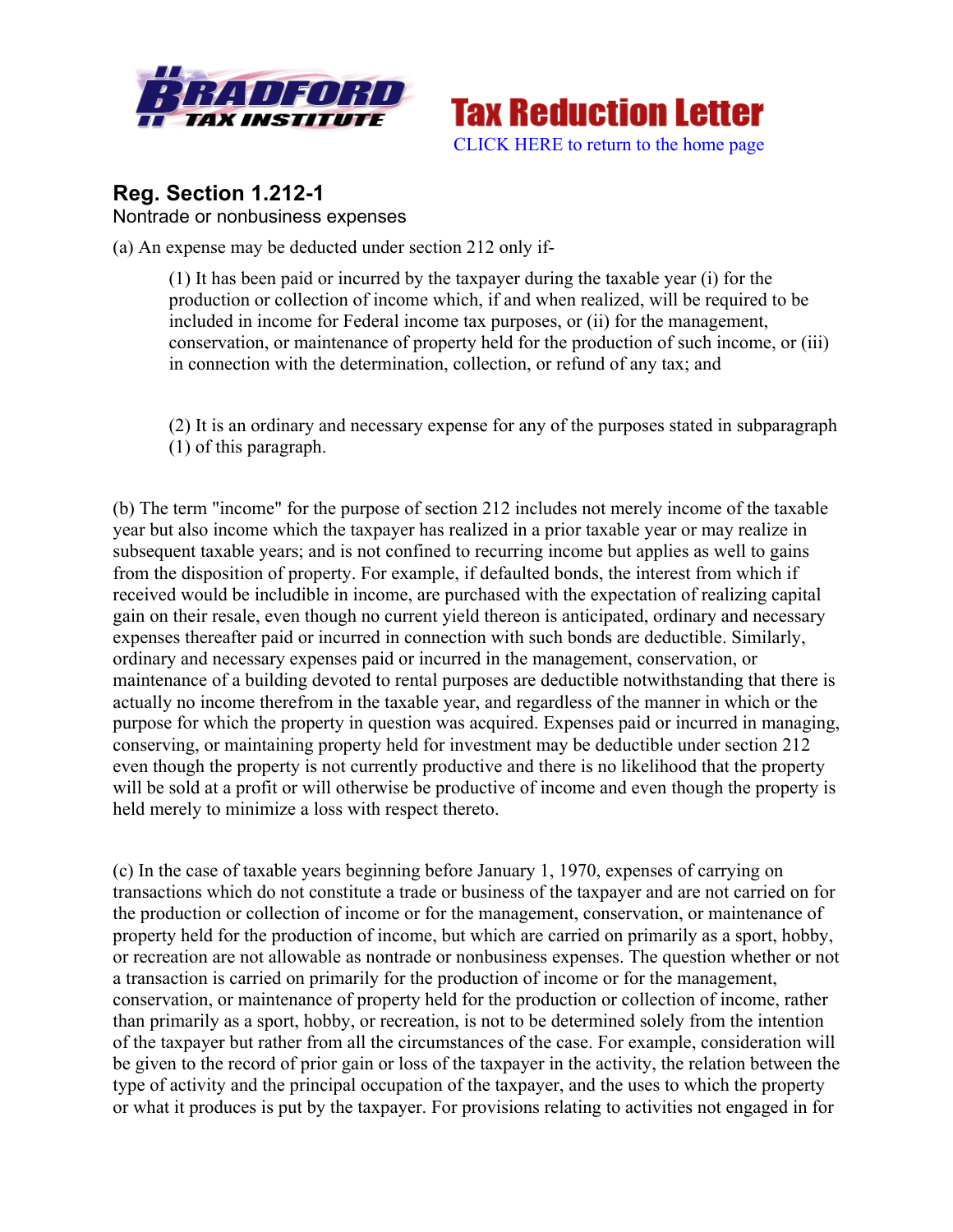# Tax Reduction Letter

CLICK HERE to return to the home page

## Reg. Section 1.212-1

Nontrade or nonbusiness expenses

(a) An expense may be deducted under section 212 only if-

> (1) It has been paid or incurred by the taxpayer during the taxable year (i) for the production or collection of income which, if and when realized, will be required to be included in income for Federal income tax purposes, or (ii) for the management, conservation, or maintenance of property held for the production of such income, or (iii) in connection with the determination, collection, or refund of any tax; and
>
> (2) It is an ordinary and necessary expense for any of the purposes stated in subparagraph (1) of this paragraph.

(b) The term "income" for the purpose of section 212 includes not merely income of the taxable year but also income which the taxpayer has realized in a prior taxable year or may realize in subsequent taxable years; and is not confined to recurring income but applies as well to gains from the disposition of property. For example, if defaulted bonds, the interest from which if received would be includible in income, are purchased with the expectation of realizing capital gain on their resale, even though no current yield thereon is anticipated, ordinary and necessary expenses thereafter paid or incurred in connection with such bonds are deductible. Similarly, ordinary and necessary expenses paid or incurred in the management, conservation, or maintenance of a building devoted to rental purposes are deductible notwithstanding that there is actually no income therefrom in the taxable year, and regardless of the manner in which or the purpose for which the property in question was acquired. Expenses paid or incurred in managing, conserving, or maintaining property held for investment may be deductible under section 212 even though the property is not currently productive and there is no likelihood that the property will be sold at a profit or will otherwise be productive of income and even though the property is held merely to minimize a loss with respect thereto.

(c) In the case of taxable years beginning before January 1, 1970, expenses of carrying on transactions which do not constitute a trade or business of the taxpayer and are not carried on for the production or collection of income or for the management, conservation, or maintenance of property held for the production of income, but which are carried on primarily as a sport, hobby, or recreation are not allowable as nontrade or nonbusiness expenses. The question whether or not a transaction is carried on primarily for the production of income or for the management, conservation, or maintenance of property held for the production or collection of income, rather than primarily as a sport, hobby, or recreation, is not to be determined solely from the intention of the taxpayer but rather from all the circumstances of the case. For example, consideration will be given to the record of prior gain or loss of the taxpayer in the activity, the relation between the type of activity and the principal occupation of the taxpayer, and the uses to which the property or what it produces is put by the taxpayer. For provisions relating to activities not engaged in for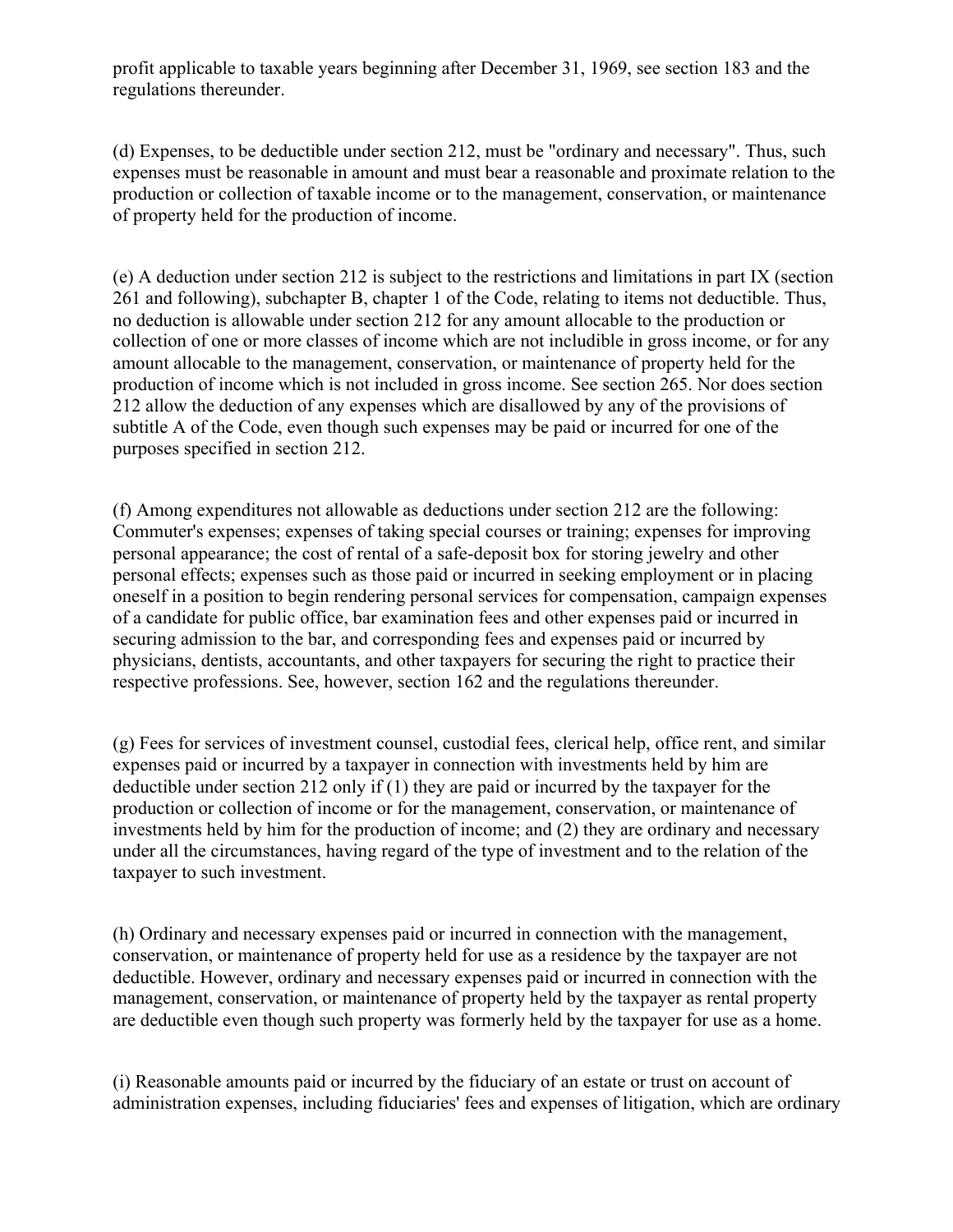profit applicable to taxable years beginning after December 31, 1969, see section 183 and the regulations thereunder.

(d) Expenses, to be deductible under section 212, must be "ordinary and necessary". Thus, such expenses must be reasonable in amount and must bear a reasonable and proximate relation to the production or collection of taxable income or to the management, conservation, or maintenance of property held for the production of income.

(e) A deduction under section 212 is subject to the restrictions and limitations in part IX (section 261 and following), subchapter B, chapter 1 of the Code, relating to items not deductible. Thus, no deduction is allowable under section 212 for any amount allocable to the production or collection of one or more classes of income which are not includible in gross income, or for any amount allocable to the management, conservation, or maintenance of property held for the production of income which is not included in gross income. See section 265. Nor does section 212 allow the deduction of any expenses which are disallowed by any of the provisions of subtitle A of the Code, even though such expenses may be paid or incurred for one of the purposes specified in section 212.

(f) Among expenditures not allowable as deductions under section 212 are the following: Commuter's expenses; expenses of taking special courses or training; expenses for improving personal appearance; the cost of rental of a safe-deposit box for storing jewelry and other personal effects; expenses such as those paid or incurred in seeking employment or in placing oneself in a position to begin rendering personal services for compensation, campaign expenses of a candidate for public office, bar examination fees and other expenses paid or incurred in securing admission to the bar, and corresponding fees and expenses paid or incurred by physicians, dentists, accountants, and other taxpayers for securing the right to practice their respective professions. See, however, section 162 and the regulations thereunder.

(g) Fees for services of investment counsel, custodial fees, clerical help, office rent, and similar expenses paid or incurred by a taxpayer in connection with investments held by him are deductible under section 212 only if (1) they are paid or incurred by the taxpayer for the production or collection of income or for the management, conservation, or maintenance of investments held by him for the production of income; and (2) they are ordinary and necessary under all the circumstances, having regard of the type of investment and to the relation of the taxpayer to such investment.

(h) Ordinary and necessary expenses paid or incurred in connection with the management, conservation, or maintenance of property held for use as a residence by the taxpayer are not deductible. However, ordinary and necessary expenses paid or incurred in connection with the management, conservation, or maintenance of property held by the taxpayer as rental property are deductible even though such property was formerly held by the taxpayer for use as a home.

(i) Reasonable amounts paid or incurred by the fiduciary of an estate or trust on account of administration expenses, including fiduciaries' fees and expenses of litigation, which are ordinary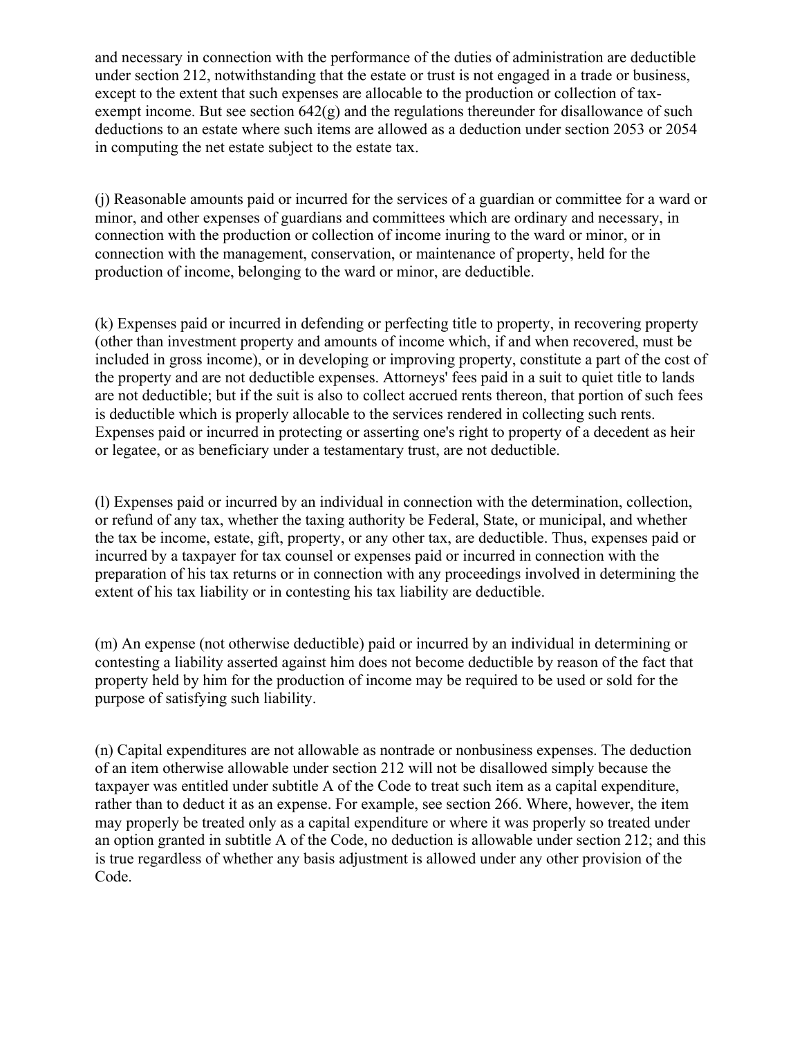and necessary in connection with the performance of the duties of administration are deductible under section 212, notwithstanding that the estate or trust is not engaged in a trade or business, except to the extent that such expenses are allocable to the production or collection of tax-exempt income. But see section 642(g) and the regulations thereunder for disallowance of such deductions to an estate where such items are allowed as a deduction under section 2053 or 2054 in computing the net estate subject to the estate tax.

(j) Reasonable amounts paid or incurred for the services of a guardian or committee for a ward or minor, and other expenses of guardians and committees which are ordinary and necessary, in connection with the production or collection of income inuring to the ward or minor, or in connection with the management, conservation, or maintenance of property, held for the production of income, belonging to the ward or minor, are deductible.

(k) Expenses paid or incurred in defending or perfecting title to property, in recovering property (other than investment property and amounts of income which, if and when recovered, must be included in gross income), or in developing or improving property, constitute a part of the cost of the property and are not deductible expenses. Attorneys' fees paid in a suit to quiet title to lands are not deductible; but if the suit is also to collect accrued rents thereon, that portion of such fees is deductible which is properly allocable to the services rendered in collecting such rents. Expenses paid or incurred in protecting or asserting one's right to property of a decedent as heir or legatee, or as beneficiary under a testamentary trust, are not deductible.

(l) Expenses paid or incurred by an individual in connection with the determination, collection, or refund of any tax, whether the taxing authority be Federal, State, or municipal, and whether the tax be income, estate, gift, property, or any other tax, are deductible. Thus, expenses paid or incurred by a taxpayer for tax counsel or expenses paid or incurred in connection with the preparation of his tax returns or in connection with any proceedings involved in determining the extent of his tax liability or in contesting his tax liability are deductible.

(m) An expense (not otherwise deductible) paid or incurred by an individual in determining or contesting a liability asserted against him does not become deductible by reason of the fact that property held by him for the production of income may be required to be used or sold for the purpose of satisfying such liability.

(n) Capital expenditures are not allowable as nontrade or nonbusiness expenses. The deduction of an item otherwise allowable under section 212 will not be disallowed simply because the taxpayer was entitled under subtitle A of the Code to treat such item as a capital expenditure, rather than to deduct it as an expense. For example, see section 266. Where, however, the item may properly be treated only as a capital expenditure or where it was properly so treated under an option granted in subtitle A of the Code, no deduction is allowable under section 212; and this is true regardless of whether any basis adjustment is allowed under any other provision of the Code.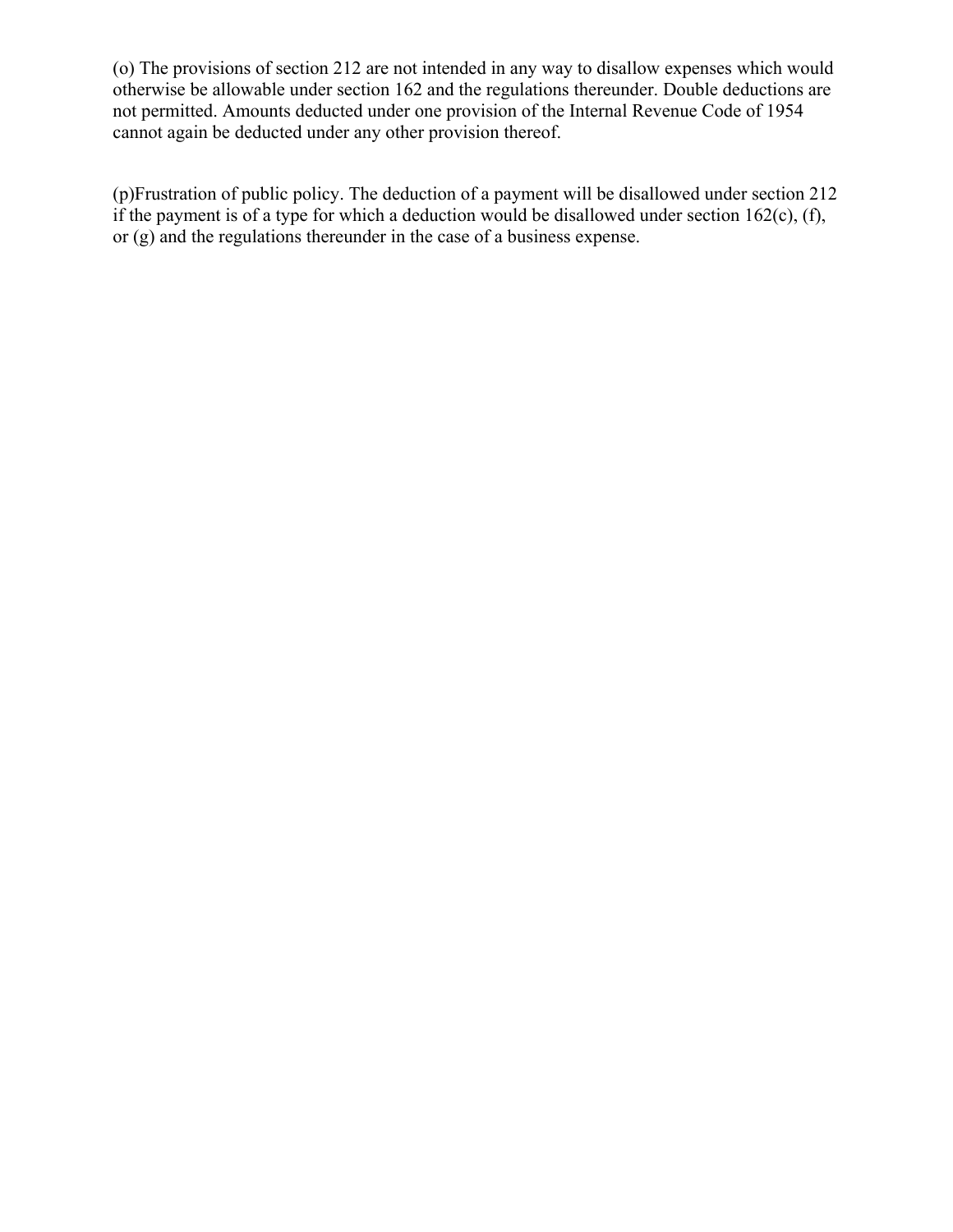(o) The provisions of section 212 are not intended in any way to disallow expenses which would otherwise be allowable under section 162 and the regulations thereunder. Double deductions are not permitted. Amounts deducted under one provision of the Internal Revenue Code of 1954 cannot again be deducted under any other provision thereof.

(p)Frustration of public policy. The deduction of a payment will be disallowed under section 212 if the payment is of a type for which a deduction would be disallowed under section 162(c), (f), or (g) and the regulations thereunder in the case of a business expense.